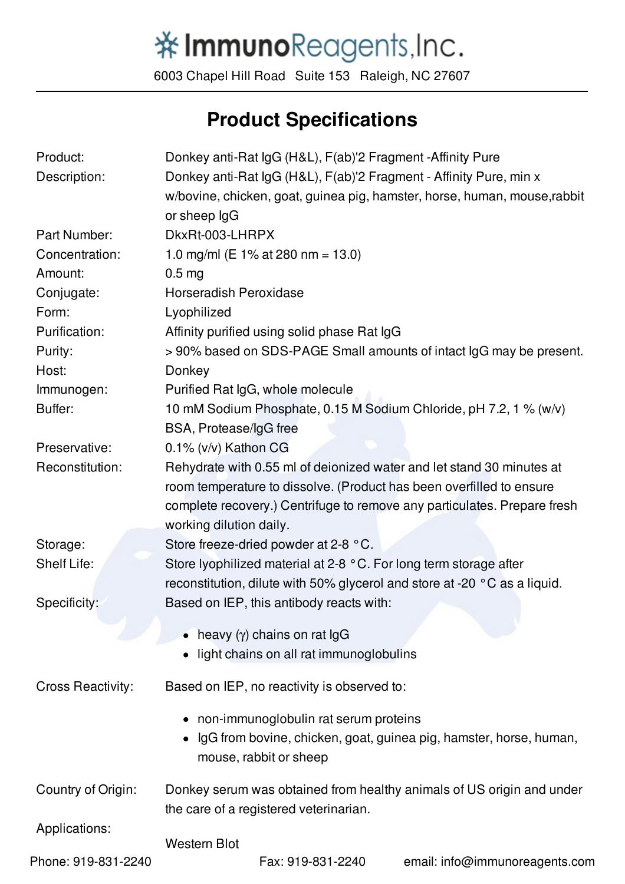# ImmunoReagents,Inc.

6003 Chapel Hill Road Suite 153 Raleigh, NC 27607

## Product Specifications

| | |
|---|---|
| Product: | Donkey anti-Rat IgG (H&L), F(ab)'2 Fragment -Affinity Pure |
| Description: | Donkey anti-Rat IgG (H&L), F(ab)'2 Fragment - Affinity Pure, min x w/bovine, chicken, goat, guinea pig, hamster, horse, human, mouse,rabbit or sheep IgG |
| Part Number: | DkxRt-003-LHRPX |
| Concentration: | 1.0 mg/ml (E 1% at 280 nm = 13.0) |
| Amount: | 0.5 mg |
| Conjugate: | Horseradish Peroxidase |
| Form: | Lyophilized |
| Purification: | Affinity purified using solid phase Rat IgG |
| Purity: | > 90% based on SDS-PAGE Small amounts of intact IgG may be present. |
| Host: | Donkey |
| Immunogen: | Purified Rat IgG, whole molecule |
| Buffer: | 10 mM Sodium Phosphate, 0.15 M Sodium Chloride, pH 7.2, 1 % (w/v) BSA, Protease/IgG free |
| Preservative: | 0.1% (v/v) Kathon CG |
| Reconstitution: | Rehydrate with 0.55 ml of deionized water and let stand 30 minutes at room temperature to dissolve. (Product has been overfilled to ensure complete recovery.) Centrifuge to remove any particulates. Prepare fresh working dilution daily. |
| Storage: | Store freeze-dried powder at 2-8 °C. |
| Shelf Life: | Store lyophilized material at 2-8 °C. For long term storage after reconstitution, dilute with 50% glycerol and store at -20 °C as a liquid. |

Specificity: Based on IEP, this antibody reacts with:

- heavy (γ) chains on rat IgG
- light chains on all rat immunoglobulins

Cross Reactivity: Based on IEP, no reactivity is observed to:

- non-immunoglobulin rat serum proteins
- IgG from bovine, chicken, goat, guinea pig, hamster, horse, human, mouse, rabbit or sheep

Country of Origin: Donkey serum was obtained from healthy animals of US origin and under the care of a registered veterinarian.

Applications:

Western Blot

Phone: 919-831-2240 Fax: 919-831-2240 email: info@immunoreagents.com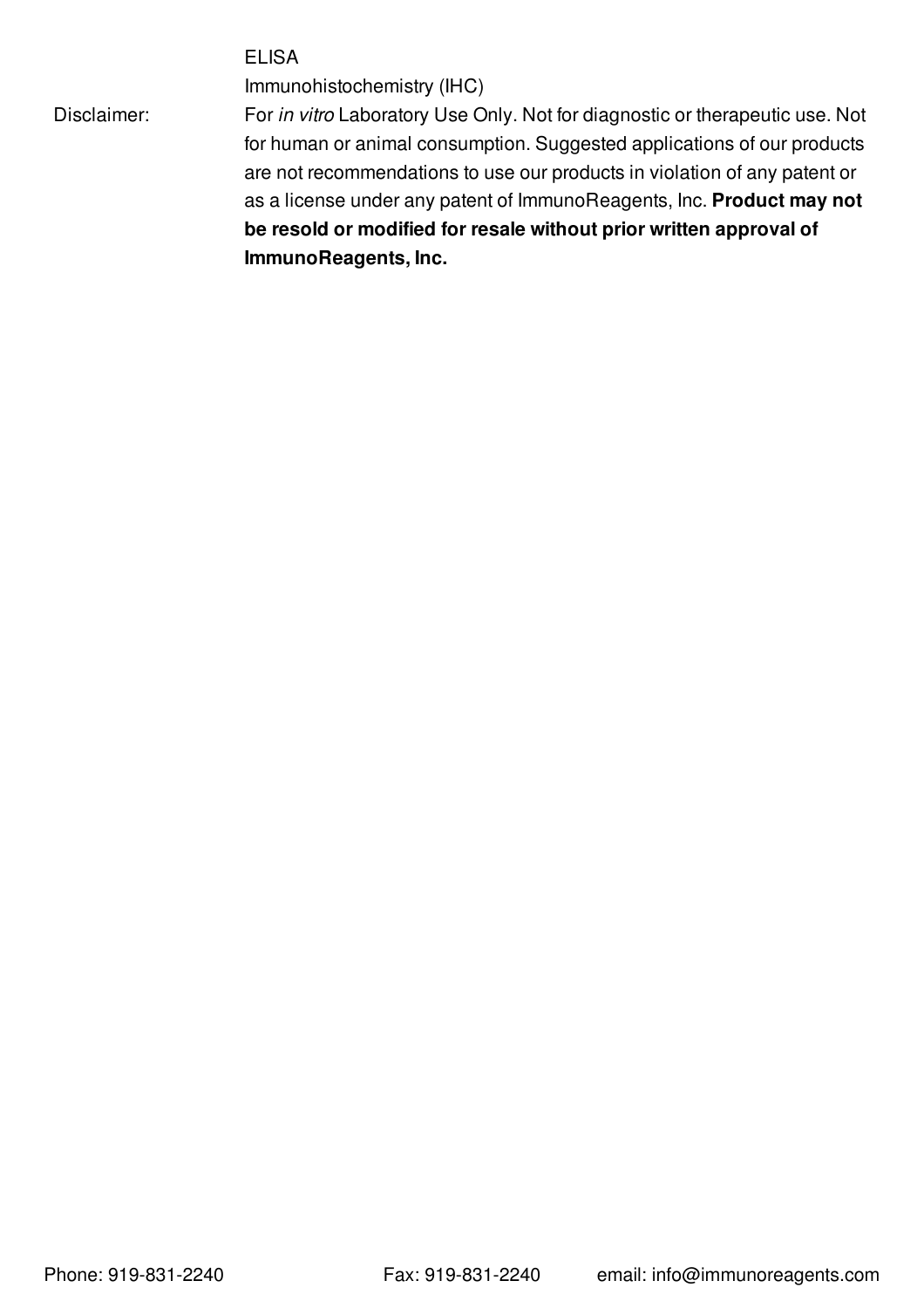| | |
|---|---|
| | ELISA |
| | Immunohistochemistry (IHC) |
| Disclaimer: | For *in vitro* Laboratory Use Only. Not for diagnostic or therapeutic use. Not for human or animal consumption. Suggested applications of our products are not recommendations to use our products in violation of any patent or as a license under any patent of ImmunoReagents, Inc. **Product may not be resold or modified for resale without prior written approval of ImmunoReagents, Inc.** |

Phone: 919-831-2240 Fax: 919-831-2240 email: info@immunoreagents.com